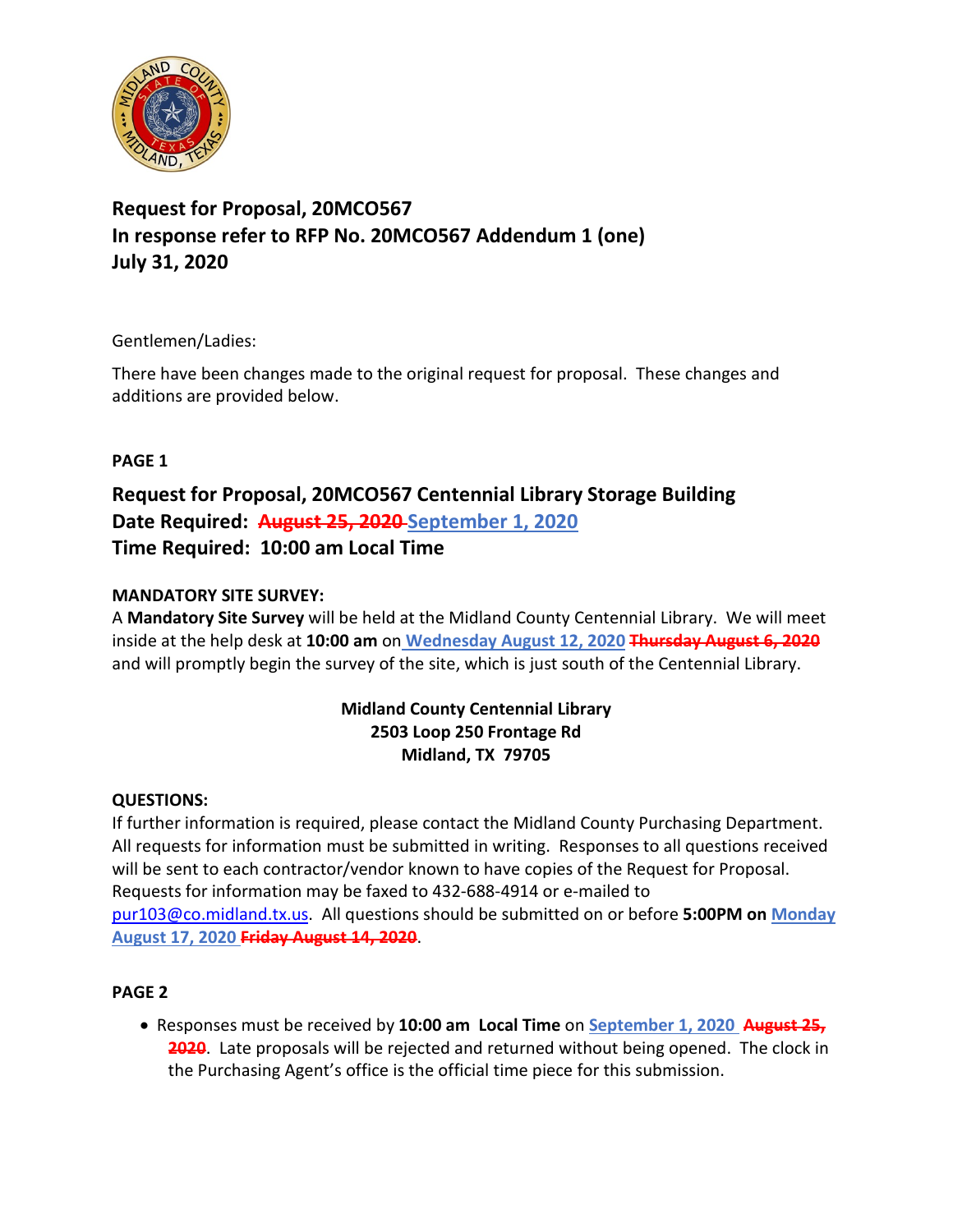## Request for Proposal, 20MCO567
## In response refer to RFP No. 20MCO567 Addendum 1 (one)
## July 31, 2020

Gentlemen/Ladies:

There have been changes made to the original request for proposal. These changes and additions are provided below.

**PAGE 1**

### Request for Proposal, 20MCO567 Centennial Library Storage Building
### Date Required: ~~August 25, 2020~~ September 1, 2020
### Time Required: 10:00 am Local Time

**MANDATORY SITE SURVEY:**

A **Mandatory Site Survey** will be held at the Midland County Centennial Library. We will meet inside at the help desk at **10:00 am** on **Wednesday August 12, 2020** ~~**Thursday August 6, 2020**~~ and will promptly begin the survey of the site, which is just south of the Centennial Library.

**Midland County Centennial Library**
**2503 Loop 250 Frontage Rd**
**Midland, TX 79705**

**QUESTIONS:**

If further information is required, please contact the Midland County Purchasing Department. All requests for information must be submitted in writing. Responses to all questions received will be sent to each contractor/vendor known to have copies of the Request for Proposal. Requests for information may be faxed to 432-688-4914 or e-mailed to pur103@co.midland.tx.us. All questions should be submitted on or before **5:00PM on** **Monday August 17, 2020** ~~**Friday August 14, 2020**~~.

**PAGE 2**

- Responses must be received by **10:00 am Local Time** on **September 1, 2020** ~~**August 25, 2020**~~. Late proposals will be rejected and returned without being opened. The clock in the Purchasing Agent's office is the official time piece for this submission.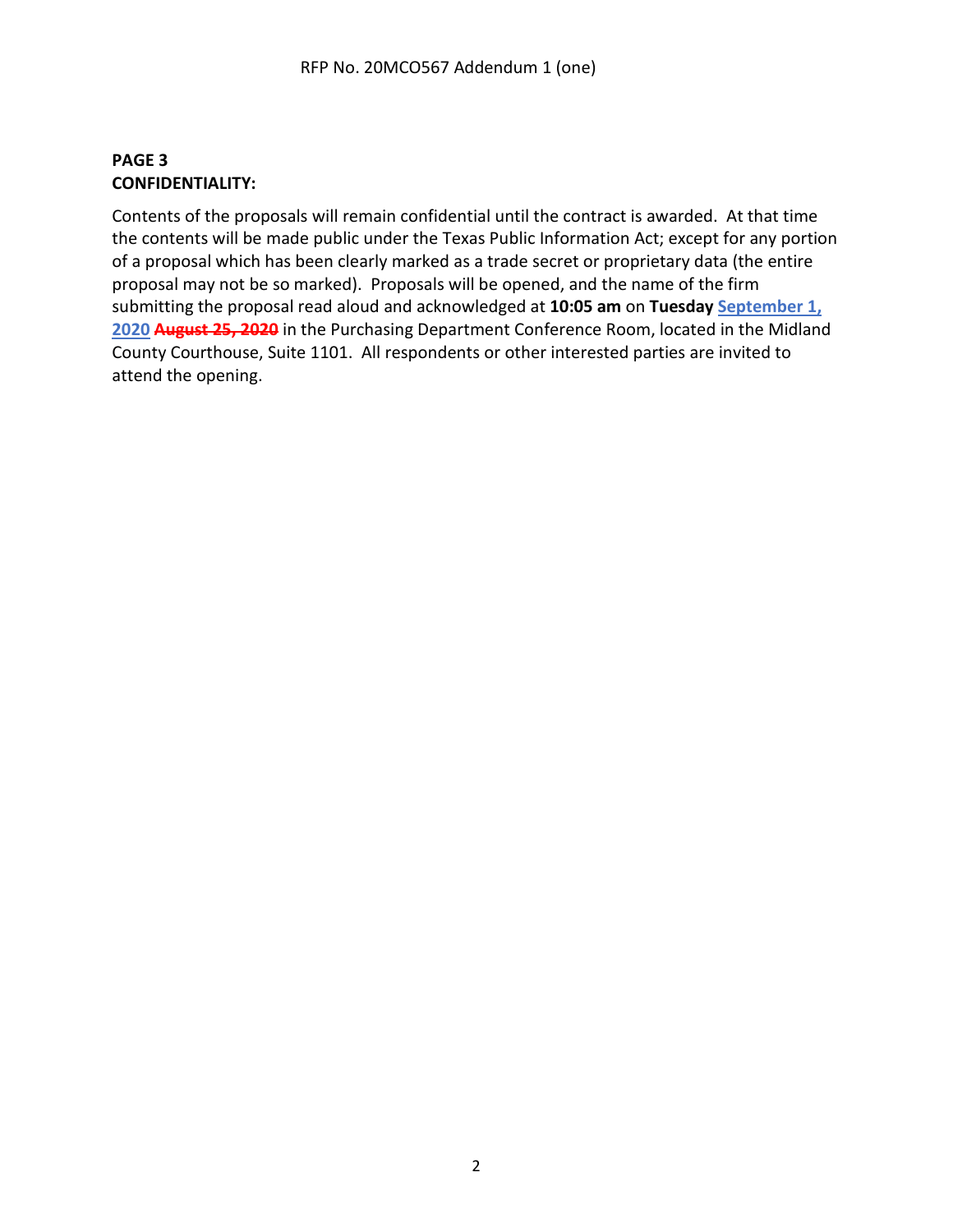**PAGE 3**
**CONFIDENTIALITY:**

Contents of the proposals will remain confidential until the contract is awarded. At that time the contents will be made public under the Texas Public Information Act; except for any portion of a proposal which has been clearly marked as a trade secret or proprietary data (the entire proposal may not be so marked). Proposals will be opened, and the name of the firm submitting the proposal read aloud and acknowledged at **10:05 am** on **Tuesday** <u>**September 1, 2020**</u> ~~**August 25, 2020**~~ in the Purchasing Department Conference Room, located in the Midland County Courthouse, Suite 1101. All respondents or other interested parties are invited to attend the opening.